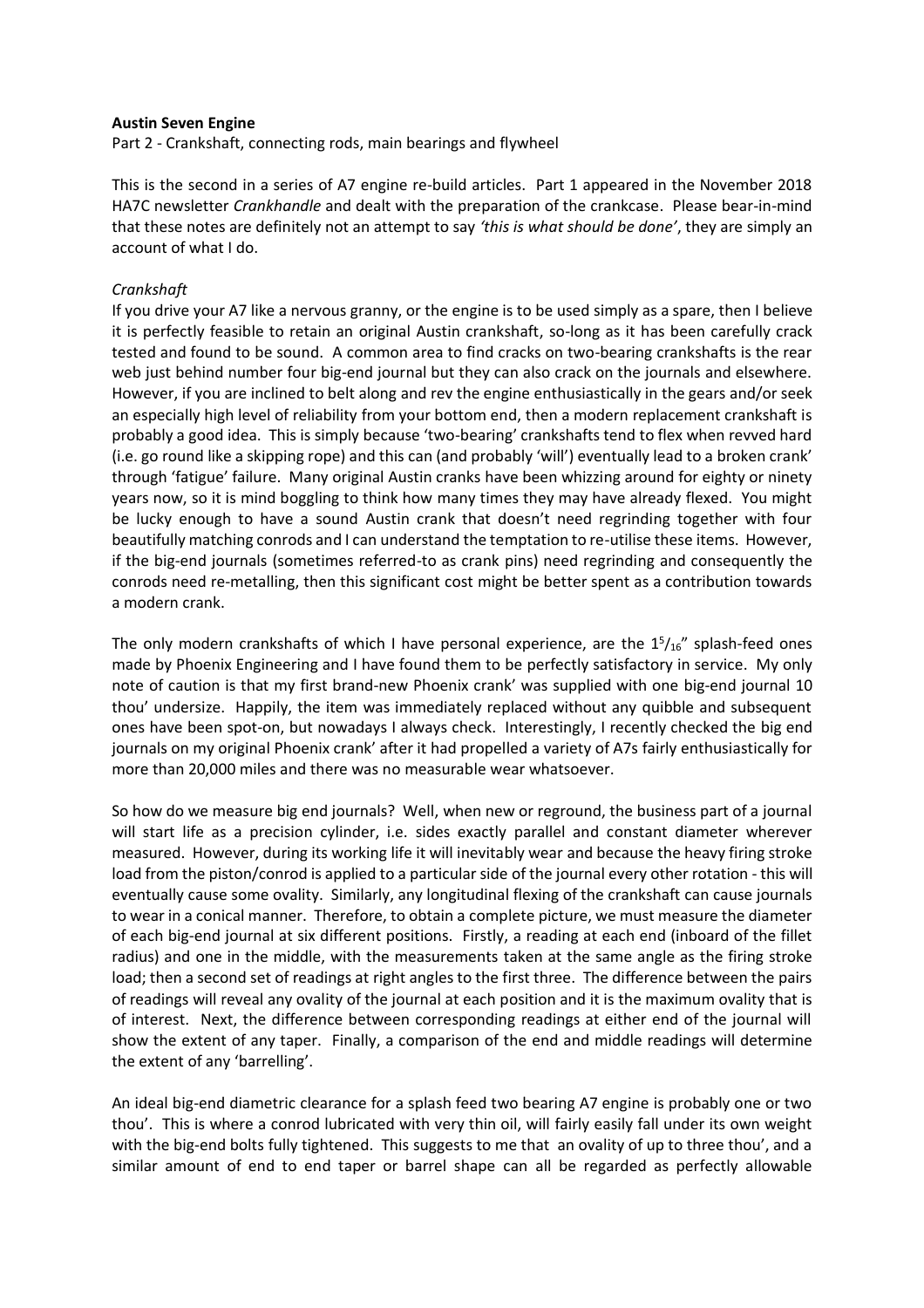**Austin Seven Engine**

Part 2 - Crankshaft, connecting rods, main bearings and flywheel

This is the second in a series of A7 engine re-build articles. Part 1 appeared in the November 2018 HA7C newsletter *Crankhandle* and dealt with the preparation of the crankcase. Please bear-in-mind that these notes are definitely not an attempt to say *'this is what should be done'*, they are simply an account of what I do.

*Crankshaft*

If you drive your A7 like a nervous granny, or the engine is to be used simply as a spare, then I believe it is perfectly feasible to retain an original Austin crankshaft, so-long as it has been carefully crack tested and found to be sound. A common area to find cracks on two-bearing crankshafts is the rear web just behind number four big-end journal but they can also crack on the journals and elsewhere. However, if you are inclined to belt along and rev the engine enthusiastically in the gears and/or seek an especially high level of reliability from your bottom end, then a modern replacement crankshaft is probably a good idea. This is simply because 'two-bearing' crankshafts tend to flex when revved hard (i.e. go round like a skipping rope) and this can (and probably 'will') eventually lead to a broken crank' through 'fatigue' failure. Many original Austin cranks have been whizzing around for eighty or ninety years now, so it is mind boggling to think how many times they may have already flexed. You might be lucky enough to have a sound Austin crank that doesn't need regrinding together with four beautifully matching conrods and I can understand the temptation to re-utilise these items. However, if the big-end journals (sometimes referred-to as crank pins) need regrinding and consequently the conrods need re-metalling, then this significant cost might be better spent as a contribution towards a modern crank.

The only modern crankshafts of which I have personal experience, are the $1^5/_{16}$" splash-feed ones made by Phoenix Engineering and I have found them to be perfectly satisfactory in service. My only note of caution is that my first brand-new Phoenix crank' was supplied with one big-end journal 10 thou' undersize. Happily, the item was immediately replaced without any quibble and subsequent ones have been spot-on, but nowadays I always check. Interestingly, I recently checked the big end journals on my original Phoenix crank' after it had propelled a variety of A7s fairly enthusiastically for more than 20,000 miles and there was no measurable wear whatsoever.

So how do we measure big end journals? Well, when new or reground, the business part of a journal will start life as a precision cylinder, i.e. sides exactly parallel and constant diameter wherever measured. However, during its working life it will inevitably wear and because the heavy firing stroke load from the piston/conrod is applied to a particular side of the journal every other rotation - this will eventually cause some ovality. Similarly, any longitudinal flexing of the crankshaft can cause journals to wear in a conical manner. Therefore, to obtain a complete picture, we must measure the diameter of each big-end journal at six different positions. Firstly, a reading at each end (inboard of the fillet radius) and one in the middle, with the measurements taken at the same angle as the firing stroke load; then a second set of readings at right angles to the first three. The difference between the pairs of readings will reveal any ovality of the journal at each position and it is the maximum ovality that is of interest. Next, the difference between corresponding readings at either end of the journal will show the extent of any taper. Finally, a comparison of the end and middle readings will determine the extent of any 'barrelling'.

An ideal big-end diametric clearance for a splash feed two bearing A7 engine is probably one or two thou'. This is where a conrod lubricated with very thin oil, will fairly easily fall under its own weight with the big-end bolts fully tightened. This suggests to me that an ovality of up to three thou', and a similar amount of end to end taper or barrel shape can all be regarded as perfectly allowable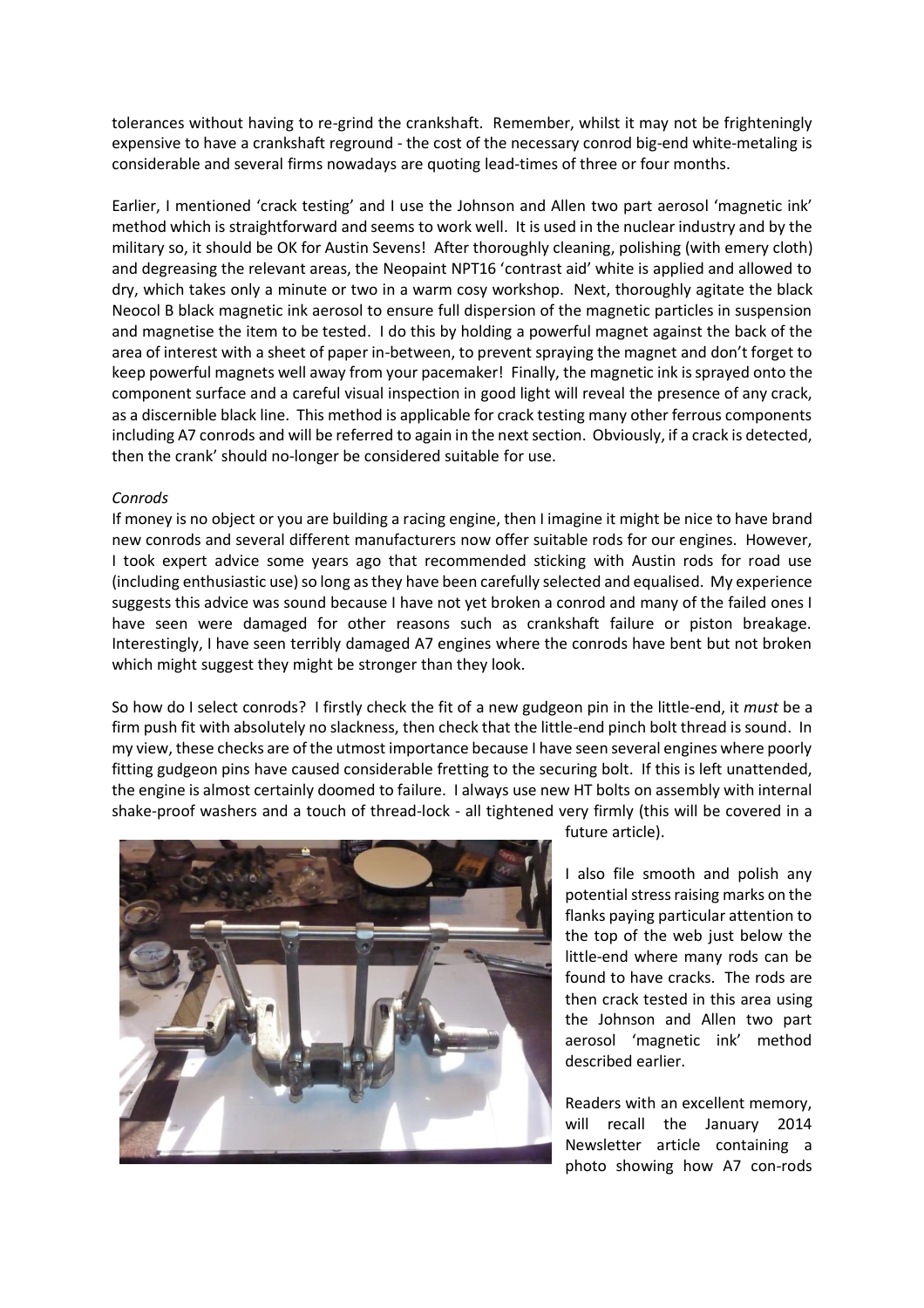tolerances without having to re-grind the crankshaft. Remember, whilst it may not be frighteningly expensive to have a crankshaft reground - the cost of the necessary conrod big-end white-metaling is considerable and several firms nowadays are quoting lead-times of three or four months.

Earlier, I mentioned 'crack testing' and I use the Johnson and Allen two part aerosol 'magnetic ink' method which is straightforward and seems to work well. It is used in the nuclear industry and by the military so, it should be OK for Austin Sevens! After thoroughly cleaning, polishing (with emery cloth) and degreasing the relevant areas, the Neopaint NPT16 'contrast aid' white is applied and allowed to dry, which takes only a minute or two in a warm cosy workshop. Next, thoroughly agitate the black Neocol B black magnetic ink aerosol to ensure full dispersion of the magnetic particles in suspension and magnetise the item to be tested. I do this by holding a powerful magnet against the back of the area of interest with a sheet of paper in-between, to prevent spraying the magnet and don't forget to keep powerful magnets well away from your pacemaker! Finally, the magnetic ink is sprayed onto the component surface and a careful visual inspection in good light will reveal the presence of any crack, as a discernible black line. This method is applicable for crack testing many other ferrous components including A7 conrods and will be referred to again in the next section. Obviously, if a crack is detected, then the crank' should no-longer be considered suitable for use.

*Conrods*

If money is no object or you are building a racing engine, then I imagine it might be nice to have brand new conrods and several different manufacturers now offer suitable rods for our engines. However, I took expert advice some years ago that recommended sticking with Austin rods for road use (including enthusiastic use) so long as they have been carefully selected and equalised. My experience suggests this advice was sound because I have not yet broken a conrod and many of the failed ones I have seen were damaged for other reasons such as crankshaft failure or piston breakage. Interestingly, I have seen terribly damaged A7 engines where the conrods have bent but not broken which might suggest they might be stronger than they look.

So how do I select conrods? I firstly check the fit of a new gudgeon pin in the little-end, it *must* be a firm push fit with absolutely no slackness, then check that the little-end pinch bolt thread is sound. In my view, these checks are of the utmost importance because I have seen several engines where poorly fitting gudgeon pins have caused considerable fretting to the securing bolt. If this is left unattended, the engine is almost certainly doomed to failure. I always use new HT bolts on assembly with internal shake-proof washers and a touch of thread-lock - all tightened very firmly (this will be covered in a future article).

I also file smooth and polish any potential stress raising marks on the flanks paying particular attention to the top of the web just below the little-end where many rods can be found to have cracks. The rods are then crack tested in this area using the Johnson and Allen two part aerosol 'magnetic ink' method described earlier.

Readers with an excellent memory, will recall the January 2014 Newsletter article containing a photo showing how A7 con-rods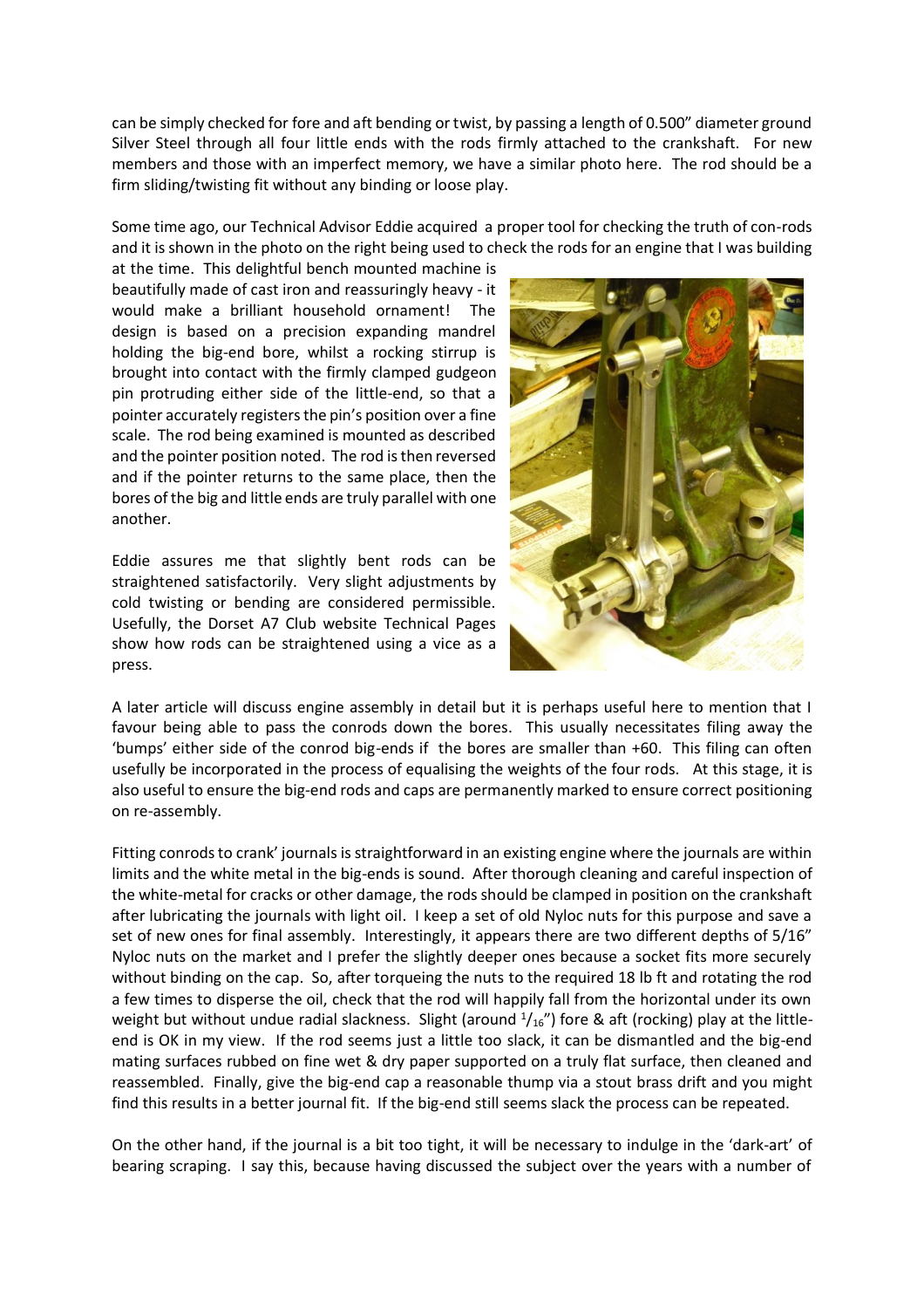can be simply checked for fore and aft bending or twist, by passing a length of 0.500" diameter ground Silver Steel through all four little ends with the rods firmly attached to the crankshaft. For new members and those with an imperfect memory, we have a similar photo here. The rod should be a firm sliding/twisting fit without any binding or loose play.

Some time ago, our Technical Advisor Eddie acquired a proper tool for checking the truth of con-rods and it is shown in the photo on the right being used to check the rods for an engine that I was building at the time. This delightful bench mounted machine is beautifully made of cast iron and reassuringly heavy - it would make a brilliant household ornament! The design is based on a precision expanding mandrel holding the big-end bore, whilst a rocking stirrup is brought into contact with the firmly clamped gudgeon pin protruding either side of the little-end, so that a pointer accurately registers the pin's position over a fine scale. The rod being examined is mounted as described and the pointer position noted. The rod is then reversed and if the pointer returns to the same place, then the bores of the big and little ends are truly parallel with one another.

Eddie assures me that slightly bent rods can be straightened satisfactorily. Very slight adjustments by cold twisting or bending are considered permissible. Usefully, the Dorset A7 Club website Technical Pages show how rods can be straightened using a vice as a press.

A later article will discuss engine assembly in detail but it is perhaps useful here to mention that I favour being able to pass the conrods down the bores. This usually necessitates filing away the 'bumps' either side of the conrod big-ends if the bores are smaller than +60. This filing can often usefully be incorporated in the process of equalising the weights of the four rods. At this stage, it is also useful to ensure the big-end rods and caps are permanently marked to ensure correct positioning on re-assembly.

Fitting conrods to crank' journals is straightforward in an existing engine where the journals are within limits and the white metal in the big-ends is sound. After thorough cleaning and careful inspection of the white-metal for cracks or other damage, the rods should be clamped in position on the crankshaft after lubricating the journals with light oil. I keep a set of old Nyloc nuts for this purpose and save a set of new ones for final assembly. Interestingly, it appears there are two different depths of 5/16" Nyloc nuts on the market and I prefer the slightly deeper ones because a socket fits more securely without binding on the cap. So, after torqueing the nuts to the required 18 lb ft and rotating the rod a few times to disperse the oil, check that the rod will happily fall from the horizontal under its own weight but without undue radial slackness. Slight (around $^1/_{16}$") fore & aft (rocking) play at the little-end is OK in my view. If the rod seems just a little too slack, it can be dismantled and the big-end mating surfaces rubbed on fine wet & dry paper supported on a truly flat surface, then cleaned and reassembled. Finally, give the big-end cap a reasonable thump via a stout brass drift and you might find this results in a better journal fit. If the big-end still seems slack the process can be repeated.

On the other hand, if the journal is a bit too tight, it will be necessary to indulge in the 'dark-art' of bearing scraping. I say this, because having discussed the subject over the years with a number of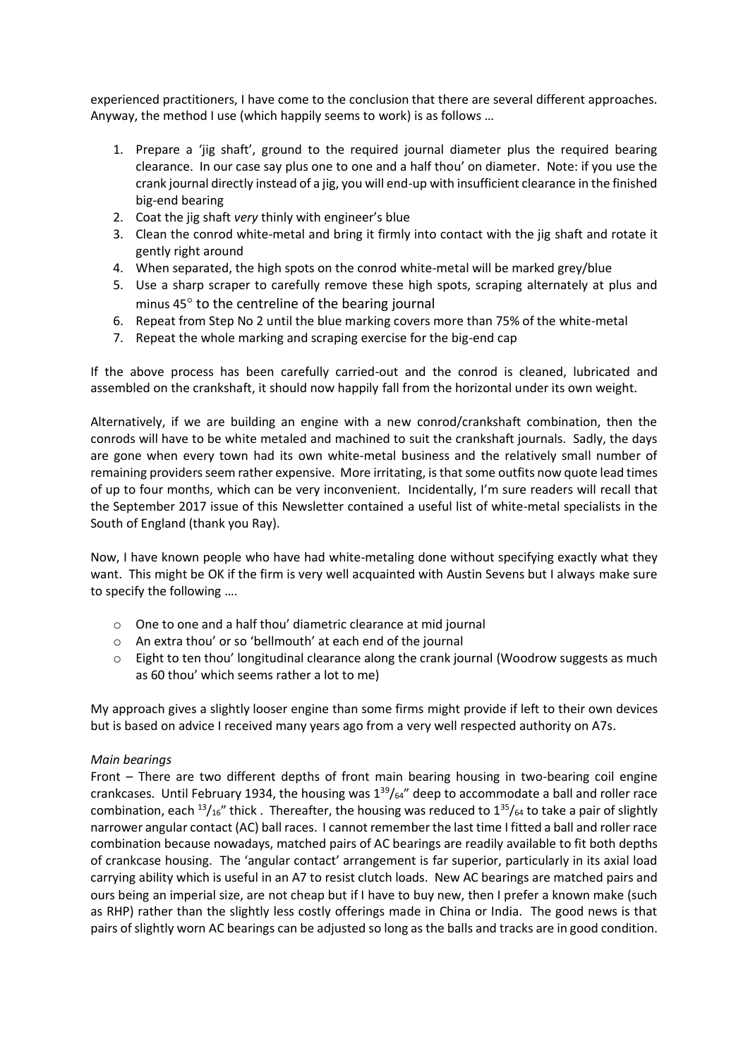experienced practitioners, I have come to the conclusion that there are several different approaches. Anyway, the method I use (which happily seems to work) is as follows …

1. Prepare a 'jig shaft', ground to the required journal diameter plus the required bearing clearance. In our case say plus one to one and a half thou' on diameter. Note: if you use the crank journal directly instead of a jig, you will end-up with insufficient clearance in the finished big-end bearing
2. Coat the jig shaft *very* thinly with engineer's blue
3. Clean the conrod white-metal and bring it firmly into contact with the jig shaft and rotate it gently right around
4. When separated, the high spots on the conrod white-metal will be marked grey/blue
5. Use a sharp scraper to carefully remove these high spots, scraping alternately at plus and minus 45° to the centreline of the bearing journal
6. Repeat from Step No 2 until the blue marking covers more than 75% of the white-metal
7. Repeat the whole marking and scraping exercise for the big-end cap

If the above process has been carefully carried-out and the conrod is cleaned, lubricated and assembled on the crankshaft, it should now happily fall from the horizontal under its own weight.

Alternatively, if we are building an engine with a new conrod/crankshaft combination, then the conrods will have to be white metaled and machined to suit the crankshaft journals. Sadly, the days are gone when every town had its own white-metal business and the relatively small number of remaining providers seem rather expensive. More irritating, is that some outfits now quote lead times of up to four months, which can be very inconvenient. Incidentally, I'm sure readers will recall that the September 2017 issue of this Newsletter contained a useful list of white-metal specialists in the South of England (thank you Ray).

Now, I have known people who have had white-metaling done without specifying exactly what they want. This might be OK if the firm is very well acquainted with Austin Sevens but I always make sure to specify the following ….

- One to one and a half thou' diametric clearance at mid journal
- An extra thou' or so 'bellmouth' at each end of the journal
- Eight to ten thou' longitudinal clearance along the crank journal (Woodrow suggests as much as 60 thou' which seems rather a lot to me)

My approach gives a slightly looser engine than some firms might provide if left to their own devices but is based on advice I received many years ago from a very well respected authority on A7s.

*Main bearings*

Front – There are two different depths of front main bearing housing in two-bearing coil engine crankcases. Until February 1934, the housing was $1^{39}/_{64}$" deep to accommodate a ball and roller race combination, each $^{13}/_{16}$" thick . Thereafter, the housing was reduced to $1^{35}/_{64}$ to take a pair of slightly narrower angular contact (AC) ball races. I cannot remember the last time I fitted a ball and roller race combination because nowadays, matched pairs of AC bearings are readily available to fit both depths of crankcase housing. The 'angular contact' arrangement is far superior, particularly in its axial load carrying ability which is useful in an A7 to resist clutch loads. New AC bearings are matched pairs and ours being an imperial size, are not cheap but if I have to buy new, then I prefer a known make (such as RHP) rather than the slightly less costly offerings made in China or India. The good news is that pairs of slightly worn AC bearings can be adjusted so long as the balls and tracks are in good condition.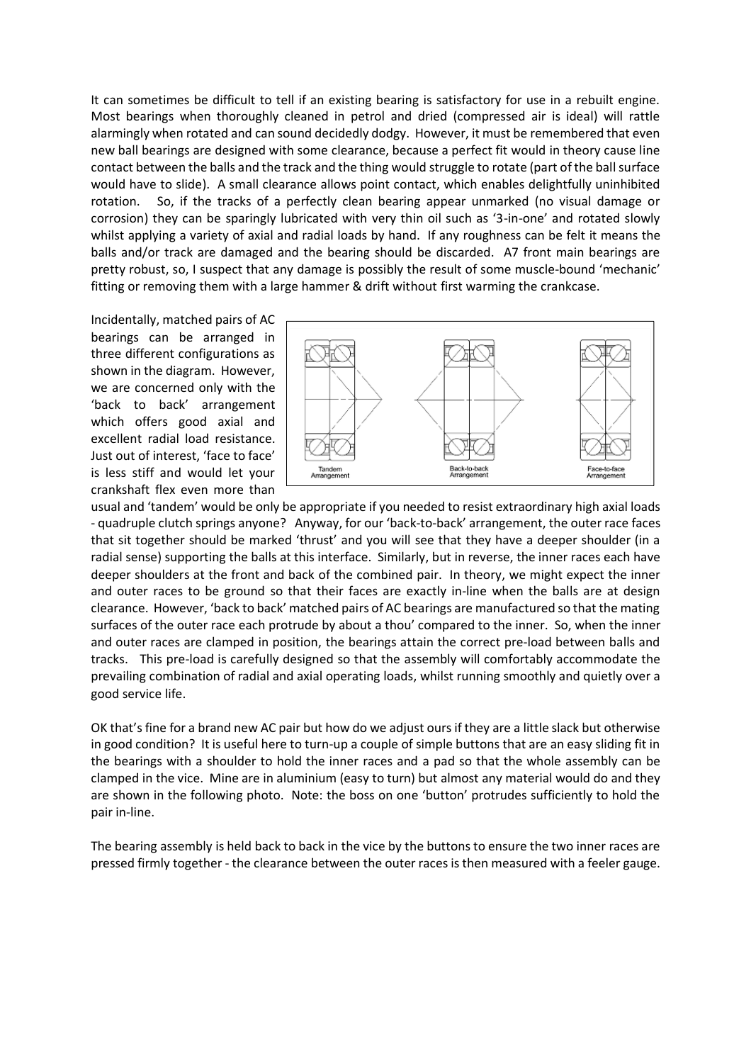It can sometimes be difficult to tell if an existing bearing is satisfactory for use in a rebuilt engine. Most bearings when thoroughly cleaned in petrol and dried (compressed air is ideal) will rattle alarmingly when rotated and can sound decidedly dodgy. However, it must be remembered that even new ball bearings are designed with some clearance, because a perfect fit would in theory cause line contact between the balls and the track and the thing would struggle to rotate (part of the ball surface would have to slide). A small clearance allows point contact, which enables delightfully uninhibited rotation. So, if the tracks of a perfectly clean bearing appear unmarked (no visual damage or corrosion) they can be sparingly lubricated with very thin oil such as '3-in-one' and rotated slowly whilst applying a variety of axial and radial loads by hand. If any roughness can be felt it means the balls and/or track are damaged and the bearing should be discarded. A7 front main bearings are pretty robust, so, I suspect that any damage is possibly the result of some muscle-bound 'mechanic' fitting or removing them with a large hammer & drift without first warming the crankcase.

Incidentally, matched pairs of AC bearings can be arranged in three different configurations as shown in the diagram. However, we are concerned only with the 'back to back' arrangement which offers good axial and excellent radial load resistance. Just out of interest, 'face to face' is less stiff and would let your crankshaft flex even more than usual and 'tandem' would be only be appropriate if you needed to resist extraordinary high axial loads - quadruple clutch springs anyone? Anyway, for our 'back-to-back' arrangement, the outer race faces that sit together should be marked 'thrust' and you will see that they have a deeper shoulder (in a radial sense) supporting the balls at this interface. Similarly, but in reverse, the inner races each have deeper shoulders at the front and back of the combined pair. In theory, we might expect the inner and outer races to be ground so that their faces are exactly in-line when the balls are at design clearance. However, 'back to back' matched pairs of AC bearings are manufactured so that the mating surfaces of the outer race each protrude by about a thou' compared to the inner. So, when the inner and outer races are clamped in position, the bearings attain the correct pre-load between balls and tracks. This pre-load is carefully designed so that the assembly will comfortably accommodate the prevailing combination of radial and axial operating loads, whilst running smoothly and quietly over a good service life.

Tandem Arrangement — Back-to-back Arrangement — Face-to-face Arrangement

OK that's fine for a brand new AC pair but how do we adjust ours if they are a little slack but otherwise in good condition? It is useful here to turn-up a couple of simple buttons that are an easy sliding fit in the bearings with a shoulder to hold the inner races and a pad so that the whole assembly can be clamped in the vice. Mine are in aluminium (easy to turn) but almost any material would do and they are shown in the following photo. Note: the boss on one 'button' protrudes sufficiently to hold the pair in-line.

The bearing assembly is held back to back in the vice by the buttons to ensure the two inner races are pressed firmly together - the clearance between the outer races is then measured with a feeler gauge.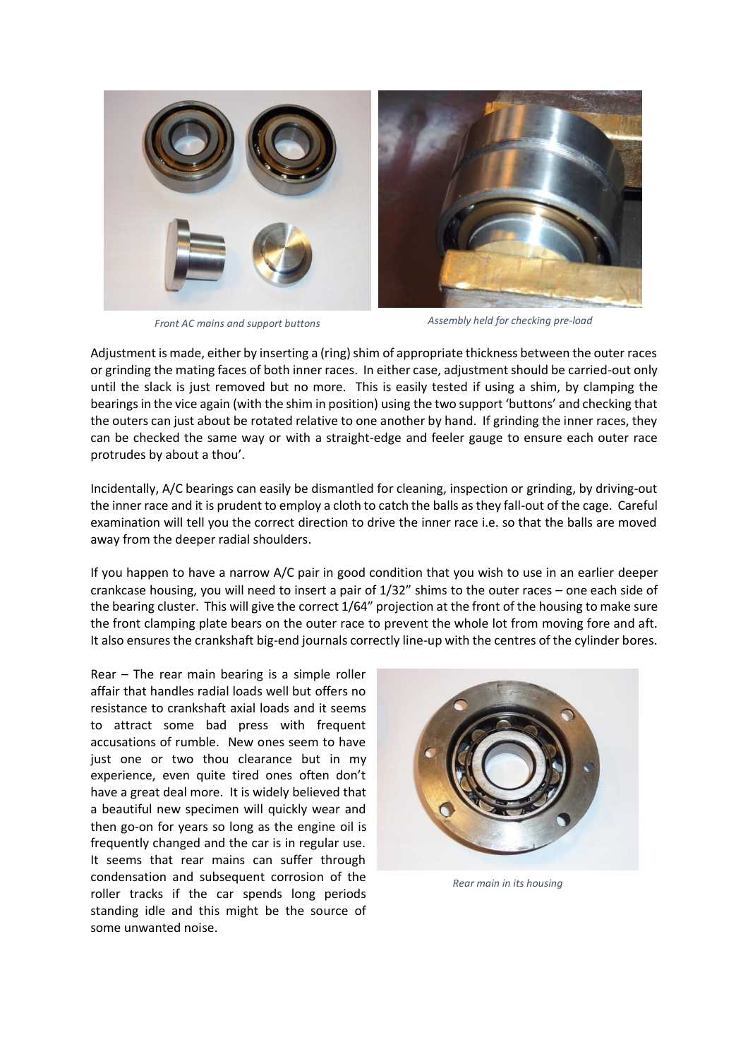*Front AC mains and support buttons*

*Assembly held for checking pre-load*

Adjustment is made, either by inserting a (ring) shim of appropriate thickness between the outer races or grinding the mating faces of both inner races. In either case, adjustment should be carried-out only until the slack is just removed but no more. This is easily tested if using a shim, by clamping the bearings in the vice again (with the shim in position) using the two support 'buttons' and checking that the outers can just about be rotated relative to one another by hand. If grinding the inner races, they can be checked the same way or with a straight-edge and feeler gauge to ensure each outer race protrudes by about a thou'.

Incidentally, A/C bearings can easily be dismantled for cleaning, inspection or grinding, by driving-out the inner race and it is prudent to employ a cloth to catch the balls as they fall-out of the cage. Careful examination will tell you the correct direction to drive the inner race i.e. so that the balls are moved away from the deeper radial shoulders.

If you happen to have a narrow A/C pair in good condition that you wish to use in an earlier deeper crankcase housing, you will need to insert a pair of 1/32" shims to the outer races – one each side of the bearing cluster. This will give the correct 1/64" projection at the front of the housing to make sure the front clamping plate bears on the outer race to prevent the whole lot from moving fore and aft. It also ensures the crankshaft big-end journals correctly line-up with the centres of the cylinder bores.

Rear – The rear main bearing is a simple roller affair that handles radial loads well but offers no resistance to crankshaft axial loads and it seems to attract some bad press with frequent accusations of rumble. New ones seem to have just one or two thou clearance but in my experience, even quite tired ones often don't have a great deal more. It is widely believed that a beautiful new specimen will quickly wear and then go-on for years so long as the engine oil is frequently changed and the car is in regular use. It seems that rear mains can suffer through condensation and subsequent corrosion of the roller tracks if the car spends long periods standing idle and this might be the source of some unwanted noise.

*Rear main in its housing*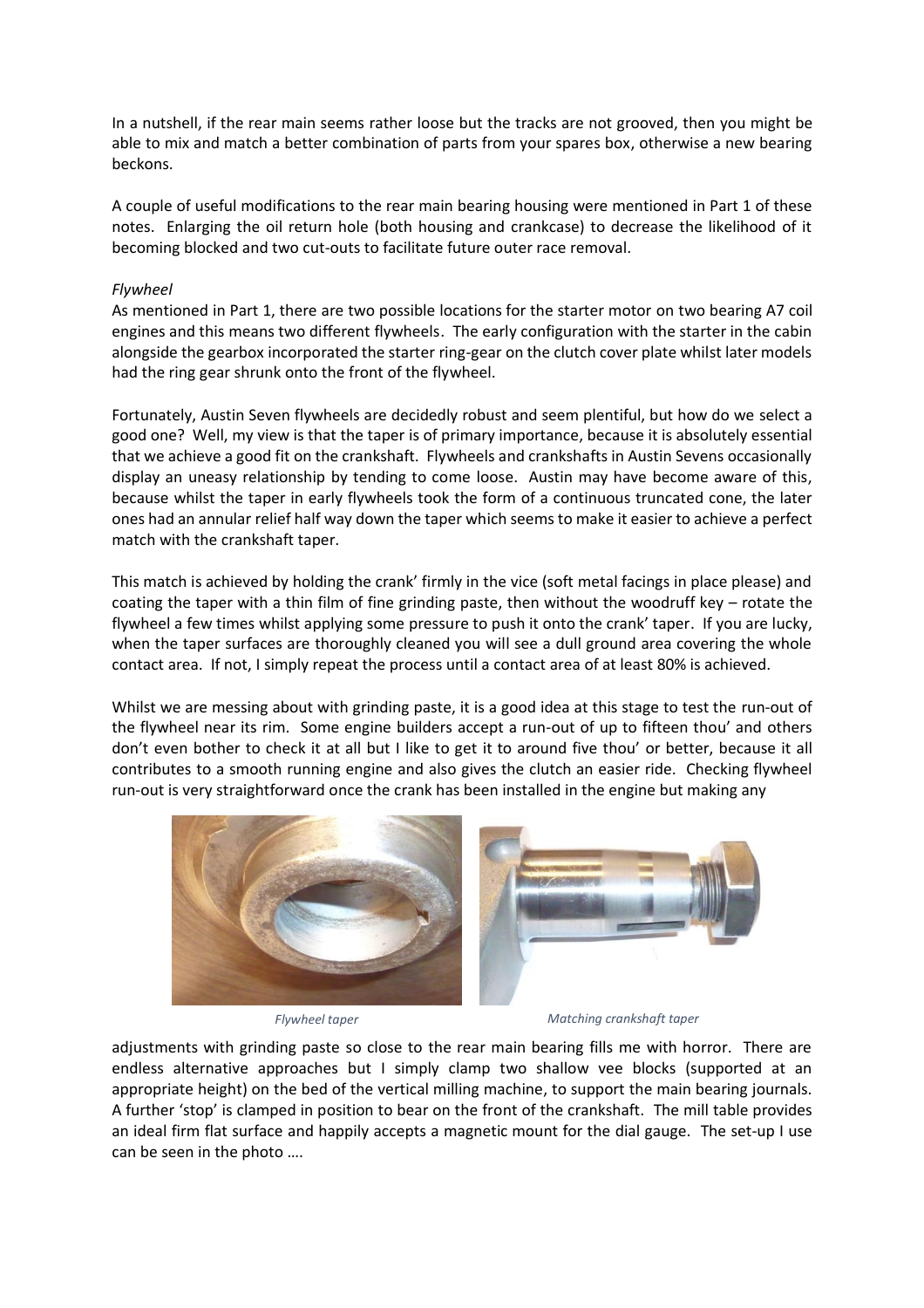In a nutshell, if the rear main seems rather loose but the tracks are not grooved, then you might be able to mix and match a better combination of parts from your spares box, otherwise a new bearing beckons.

A couple of useful modifications to the rear main bearing housing were mentioned in Part 1 of these notes. Enlarging the oil return hole (both housing and crankcase) to decrease the likelihood of it becoming blocked and two cut-outs to facilitate future outer race removal.

*Flywheel*

As mentioned in Part 1, there are two possible locations for the starter motor on two bearing A7 coil engines and this means two different flywheels. The early configuration with the starter in the cabin alongside the gearbox incorporated the starter ring-gear on the clutch cover plate whilst later models had the ring gear shrunk onto the front of the flywheel.

Fortunately, Austin Seven flywheels are decidedly robust and seem plentiful, but how do we select a good one? Well, my view is that the taper is of primary importance, because it is absolutely essential that we achieve a good fit on the crankshaft. Flywheels and crankshafts in Austin Sevens occasionally display an uneasy relationship by tending to come loose. Austin may have become aware of this, because whilst the taper in early flywheels took the form of a continuous truncated cone, the later ones had an annular relief half way down the taper which seems to make it easier to achieve a perfect match with the crankshaft taper.

This match is achieved by holding the crank' firmly in the vice (soft metal facings in place please) and coating the taper with a thin film of fine grinding paste, then without the woodruff key – rotate the flywheel a few times whilst applying some pressure to push it onto the crank' taper. If you are lucky, when the taper surfaces are thoroughly cleaned you will see a dull ground area covering the whole contact area. If not, I simply repeat the process until a contact area of at least 80% is achieved.

Whilst we are messing about with grinding paste, it is a good idea at this stage to test the run-out of the flywheel near its rim. Some engine builders accept a run-out of up to fifteen thou' and others don't even bother to check it at all but I like to get it to around five thou' or better, because it all contributes to a smooth running engine and also gives the clutch an easier ride. Checking flywheel run-out is very straightforward once the crank has been installed in the engine but making any

*Flywheel taper*

*Matching crankshaft taper*

adjustments with grinding paste so close to the rear main bearing fills me with horror. There are endless alternative approaches but I simply clamp two shallow vee blocks (supported at an appropriate height) on the bed of the vertical milling machine, to support the main bearing journals. A further 'stop' is clamped in position to bear on the front of the crankshaft. The mill table provides an ideal firm flat surface and happily accepts a magnetic mount for the dial gauge. The set-up I use can be seen in the photo ….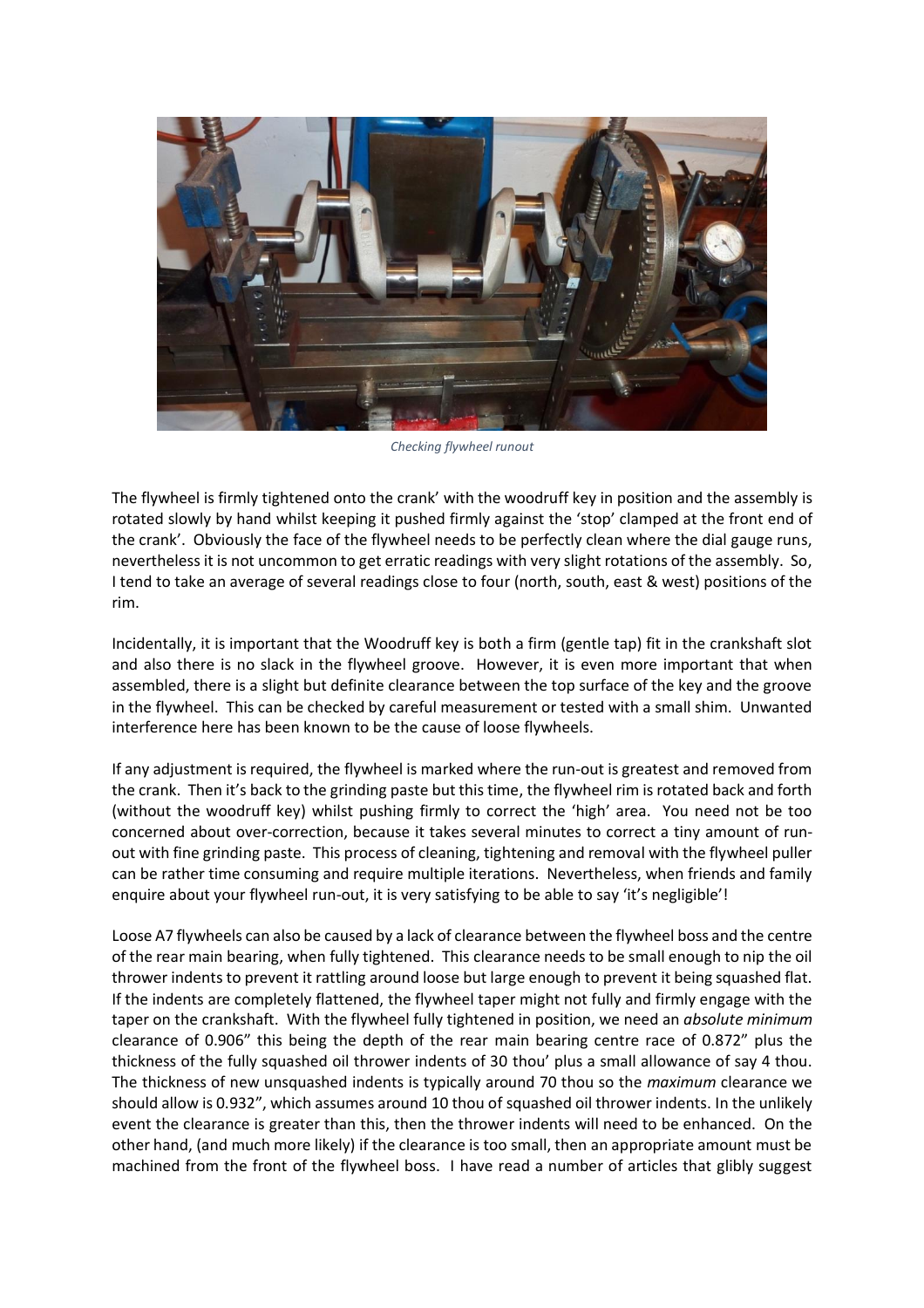*Checking flywheel runout*

The flywheel is firmly tightened onto the crank' with the woodruff key in position and the assembly is rotated slowly by hand whilst keeping it pushed firmly against the 'stop' clamped at the front end of the crank'. Obviously the face of the flywheel needs to be perfectly clean where the dial gauge runs, nevertheless it is not uncommon to get erratic readings with very slight rotations of the assembly. So, I tend to take an average of several readings close to four (north, south, east & west) positions of the rim.

Incidentally, it is important that the Woodruff key is both a firm (gentle tap) fit in the crankshaft slot and also there is no slack in the flywheel groove. However, it is even more important that when assembled, there is a slight but definite clearance between the top surface of the key and the groove in the flywheel. This can be checked by careful measurement or tested with a small shim. Unwanted interference here has been known to be the cause of loose flywheels.

If any adjustment is required, the flywheel is marked where the run-out is greatest and removed from the crank. Then it's back to the grinding paste but this time, the flywheel rim is rotated back and forth (without the woodruff key) whilst pushing firmly to correct the 'high' area. You need not be too concerned about over-correction, because it takes several minutes to correct a tiny amount of run-out with fine grinding paste. This process of cleaning, tightening and removal with the flywheel puller can be rather time consuming and require multiple iterations. Nevertheless, when friends and family enquire about your flywheel run-out, it is very satisfying to be able to say 'it's negligible'!

Loose A7 flywheels can also be caused by a lack of clearance between the flywheel boss and the centre of the rear main bearing, when fully tightened. This clearance needs to be small enough to nip the oil thrower indents to prevent it rattling around loose but large enough to prevent it being squashed flat. If the indents are completely flattened, the flywheel taper might not fully and firmly engage with the taper on the crankshaft. With the flywheel fully tightened in position, we need an *absolute minimum* clearance of 0.906" this being the depth of the rear main bearing centre race of 0.872" plus the thickness of the fully squashed oil thrower indents of 30 thou' plus a small allowance of say 4 thou. The thickness of new unsquashed indents is typically around 70 thou so the *maximum* clearance we should allow is 0.932", which assumes around 10 thou of squashed oil thrower indents. In the unlikely event the clearance is greater than this, then the thrower indents will need to be enhanced. On the other hand, (and much more likely) if the clearance is too small, then an appropriate amount must be machined from the front of the flywheel boss. I have read a number of articles that glibly suggest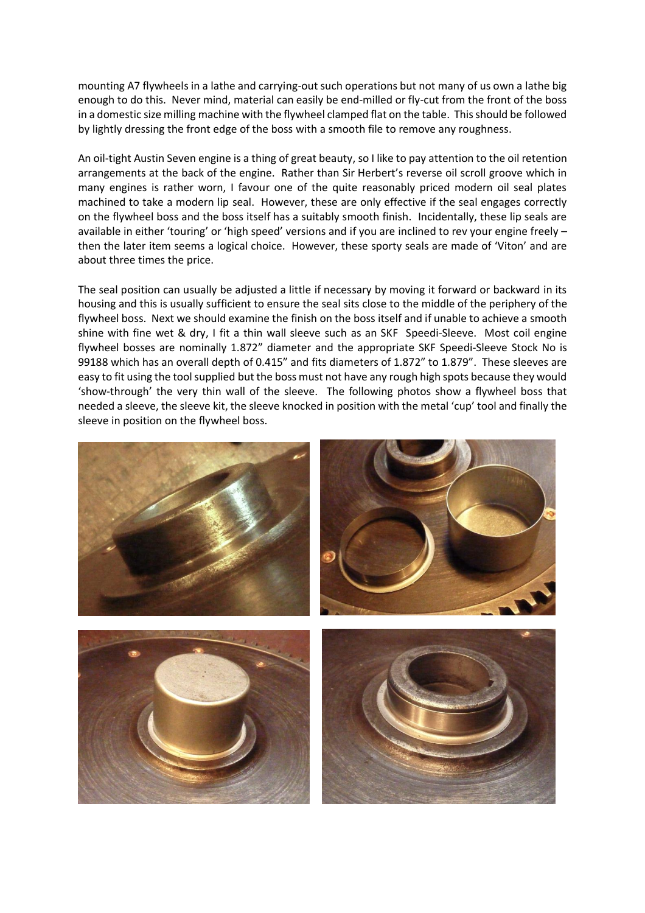mounting A7 flywheels in a lathe and carrying-out such operations but not many of us own a lathe big enough to do this. Never mind, material can easily be end-milled or fly-cut from the front of the boss in a domestic size milling machine with the flywheel clamped flat on the table. This should be followed by lightly dressing the front edge of the boss with a smooth file to remove any roughness.

An oil-tight Austin Seven engine is a thing of great beauty, so I like to pay attention to the oil retention arrangements at the back of the engine. Rather than Sir Herbert's reverse oil scroll groove which in many engines is rather worn, I favour one of the quite reasonably priced modern oil seal plates machined to take a modern lip seal. However, these are only effective if the seal engages correctly on the flywheel boss and the boss itself has a suitably smooth finish. Incidentally, these lip seals are available in either 'touring' or 'high speed' versions and if you are inclined to rev your engine freely – then the later item seems a logical choice. However, these sporty seals are made of 'Viton' and are about three times the price.

The seal position can usually be adjusted a little if necessary by moving it forward or backward in its housing and this is usually sufficient to ensure the seal sits close to the middle of the periphery of the flywheel boss. Next we should examine the finish on the boss itself and if unable to achieve a smooth shine with fine wet & dry, I fit a thin wall sleeve such as an SKF Speedi-Sleeve. Most coil engine flywheel bosses are nominally 1.872" diameter and the appropriate SKF Speedi-Sleeve Stock No is 99188 which has an overall depth of 0.415" and fits diameters of 1.872" to 1.879". These sleeves are easy to fit using the tool supplied but the boss must not have any rough high spots because they would 'show-through' the very thin wall of the sleeve. The following photos show a flywheel boss that needed a sleeve, the sleeve kit, the sleeve knocked in position with the metal 'cup' tool and finally the sleeve in position on the flywheel boss.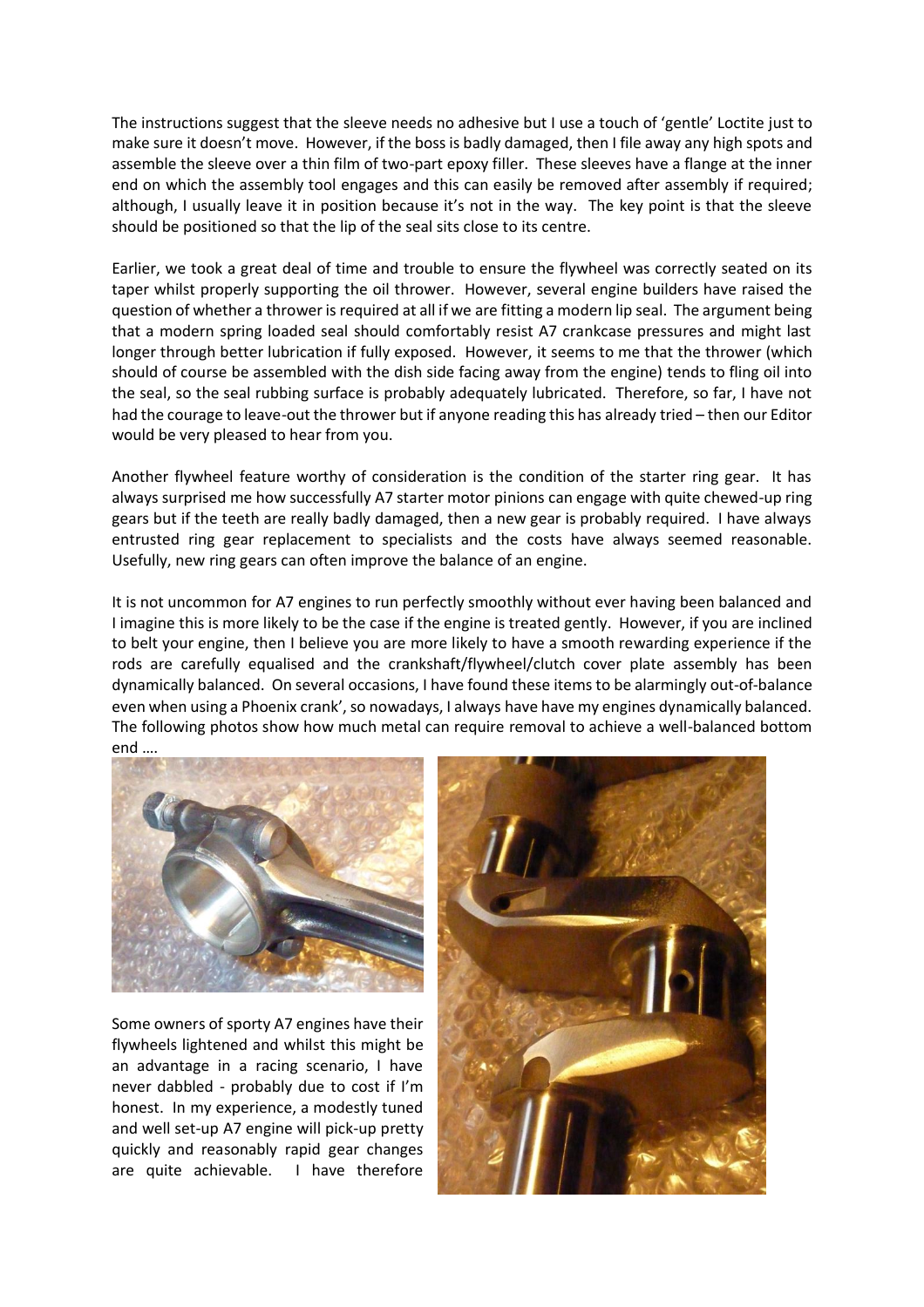The instructions suggest that the sleeve needs no adhesive but I use a touch of 'gentle' Loctite just to make sure it doesn't move. However, if the boss is badly damaged, then I file away any high spots and assemble the sleeve over a thin film of two-part epoxy filler. These sleeves have a flange at the inner end on which the assembly tool engages and this can easily be removed after assembly if required; although, I usually leave it in position because it's not in the way. The key point is that the sleeve should be positioned so that the lip of the seal sits close to its centre.

Earlier, we took a great deal of time and trouble to ensure the flywheel was correctly seated on its taper whilst properly supporting the oil thrower. However, several engine builders have raised the question of whether a thrower is required at all if we are fitting a modern lip seal. The argument being that a modern spring loaded seal should comfortably resist A7 crankcase pressures and might last longer through better lubrication if fully exposed. However, it seems to me that the thrower (which should of course be assembled with the dish side facing away from the engine) tends to fling oil into the seal, so the seal rubbing surface is probably adequately lubricated. Therefore, so far, I have not had the courage to leave-out the thrower but if anyone reading this has already tried – then our Editor would be very pleased to hear from you.

Another flywheel feature worthy of consideration is the condition of the starter ring gear. It has always surprised me how successfully A7 starter motor pinions can engage with quite chewed-up ring gears but if the teeth are really badly damaged, then a new gear is probably required. I have always entrusted ring gear replacement to specialists and the costs have always seemed reasonable. Usefully, new ring gears can often improve the balance of an engine.

It is not uncommon for A7 engines to run perfectly smoothly without ever having been balanced and I imagine this is more likely to be the case if the engine is treated gently. However, if you are inclined to belt your engine, then I believe you are more likely to have a smooth rewarding experience if the rods are carefully equalised and the crankshaft/flywheel/clutch cover plate assembly has been dynamically balanced. On several occasions, I have found these items to be alarmingly out-of-balance even when using a Phoenix crank', so nowadays, I always have have my engines dynamically balanced. The following photos show how much metal can require removal to achieve a well-balanced bottom end ….

Some owners of sporty A7 engines have their flywheels lightened and whilst this might be an advantage in a racing scenario, I have never dabbled - probably due to cost if I'm honest. In my experience, a modestly tuned and well set-up A7 engine will pick-up pretty quickly and reasonably rapid gear changes are quite achievable. I have therefore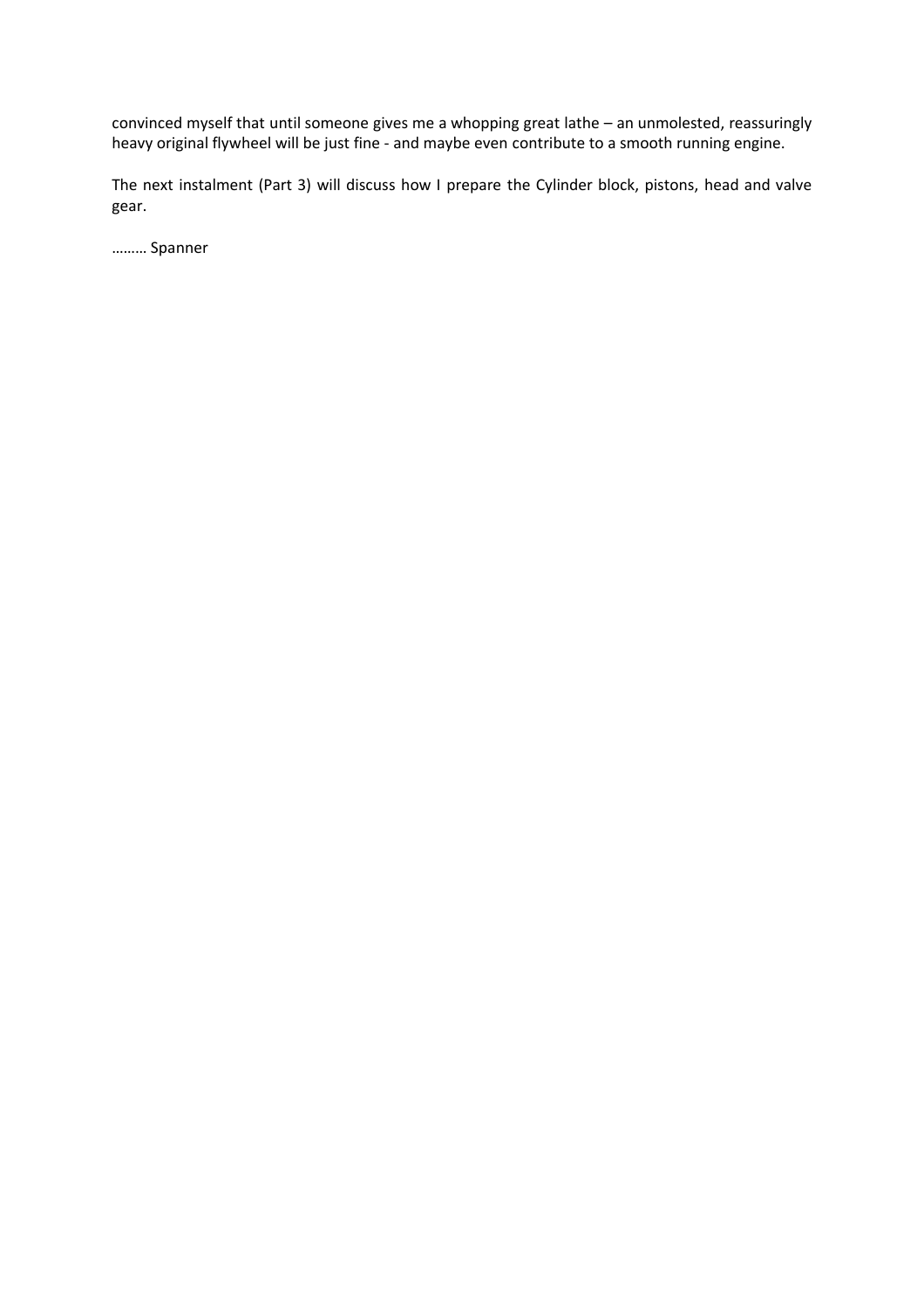convinced myself that until someone gives me a whopping great lathe – an unmolested, reassuringly heavy original flywheel will be just fine - and maybe even contribute to a smooth running engine.

The next instalment (Part 3) will discuss how I prepare the Cylinder block, pistons, head and valve gear.

……… Spanner